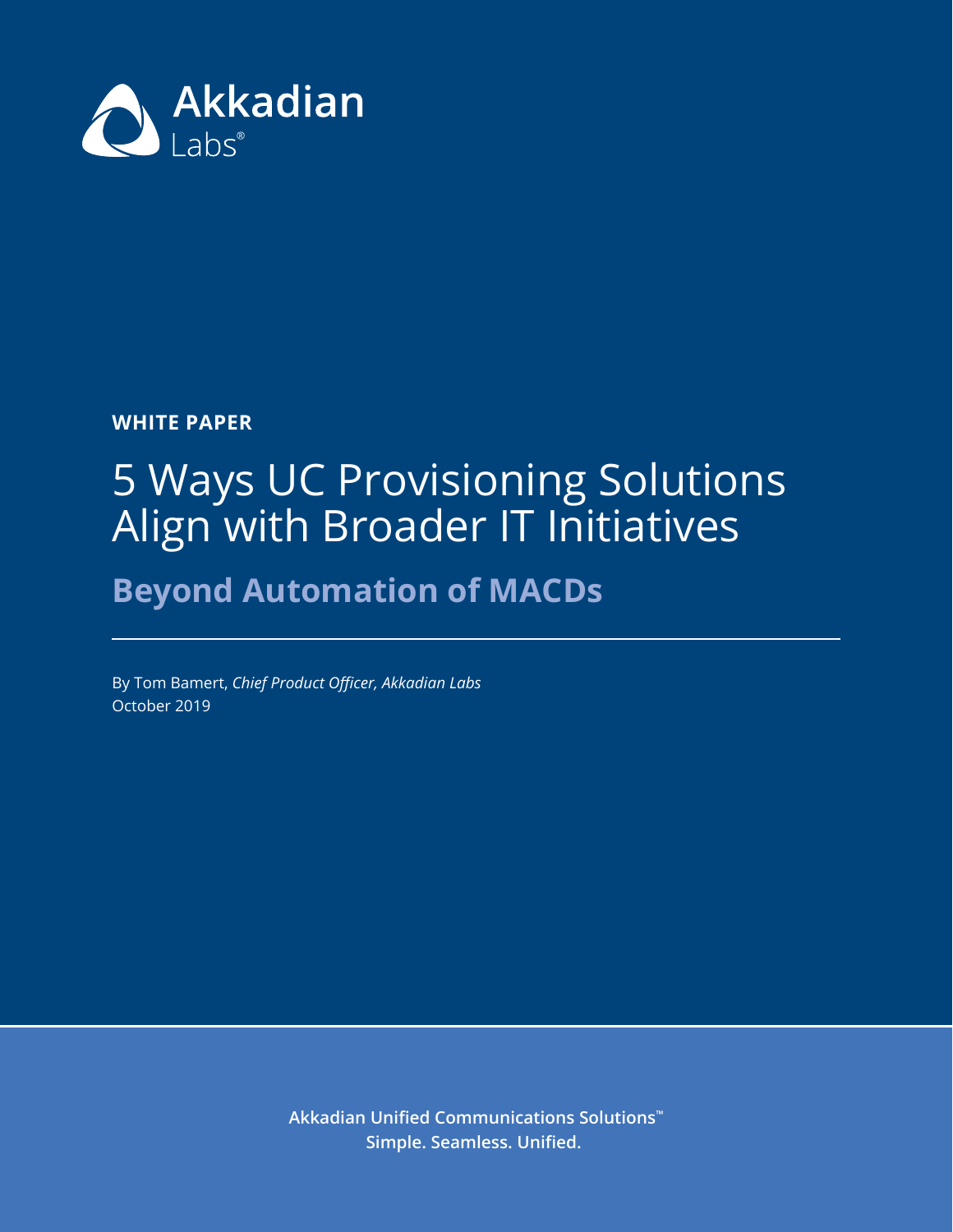Akkadian Labs®

**WHITE PAPER**

# 5 Ways UC Provisioning Solutions Align with Broader IT Initiatives

## Beyond Automation of MACDs

By Tom Bamert, *Chief Product Officer, Akkadian Labs*
October 2019

**Akkadian Unified Communications Solutions™**
**Simple. Seamless. Unified.**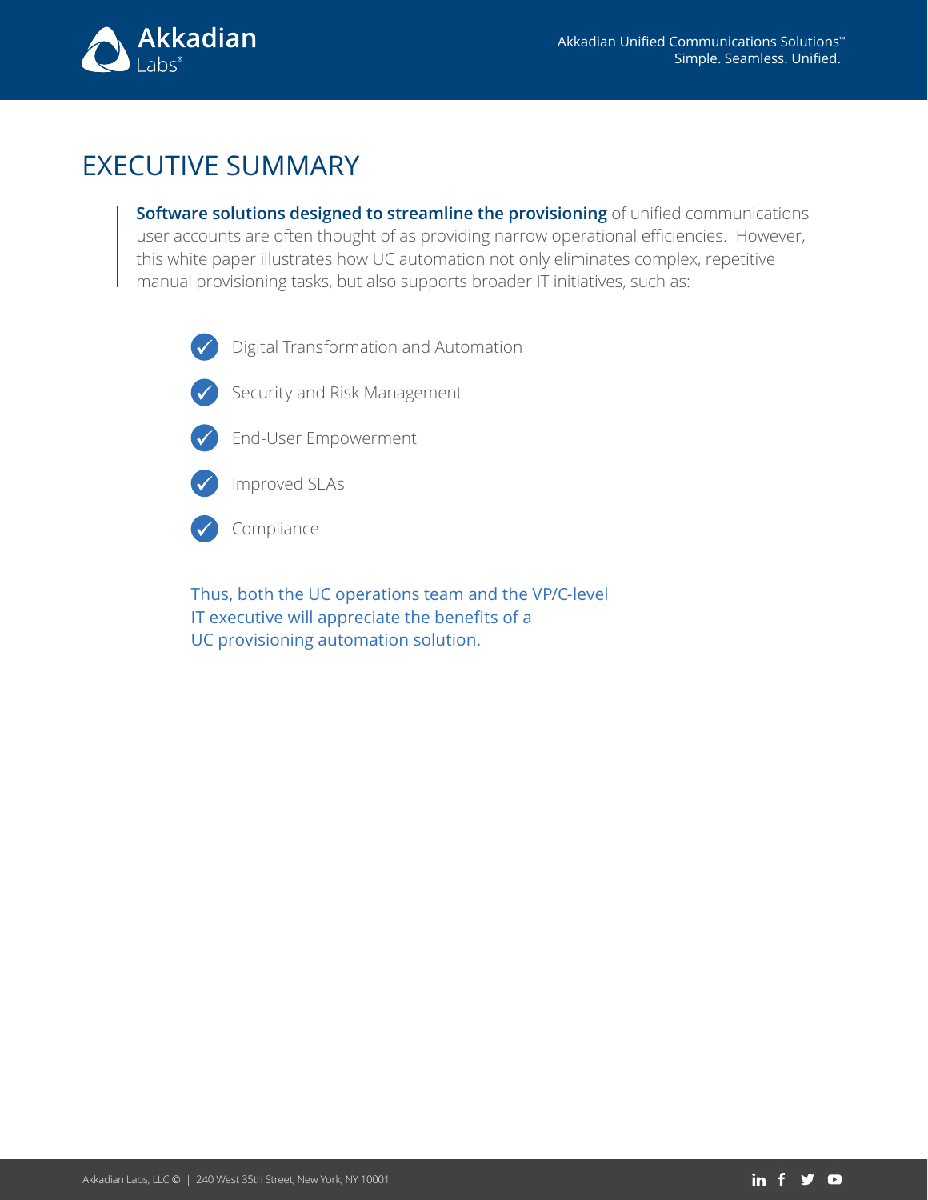# EXECUTIVE SUMMARY

**Software solutions designed to streamline the provisioning** of unified communications user accounts are often thought of as providing narrow operational efficiencies. However, this white paper illustrates how UC automation not only eliminates complex, repetitive manual provisioning tasks, but also supports broader IT initiatives, such as:

- Digital Transformation and Automation
- Security and Risk Management
- End-User Empowerment
- Improved SLAs
- Compliance

Thus, both the UC operations team and the VP/C-level IT executive will appreciate the benefits of a UC provisioning automation solution.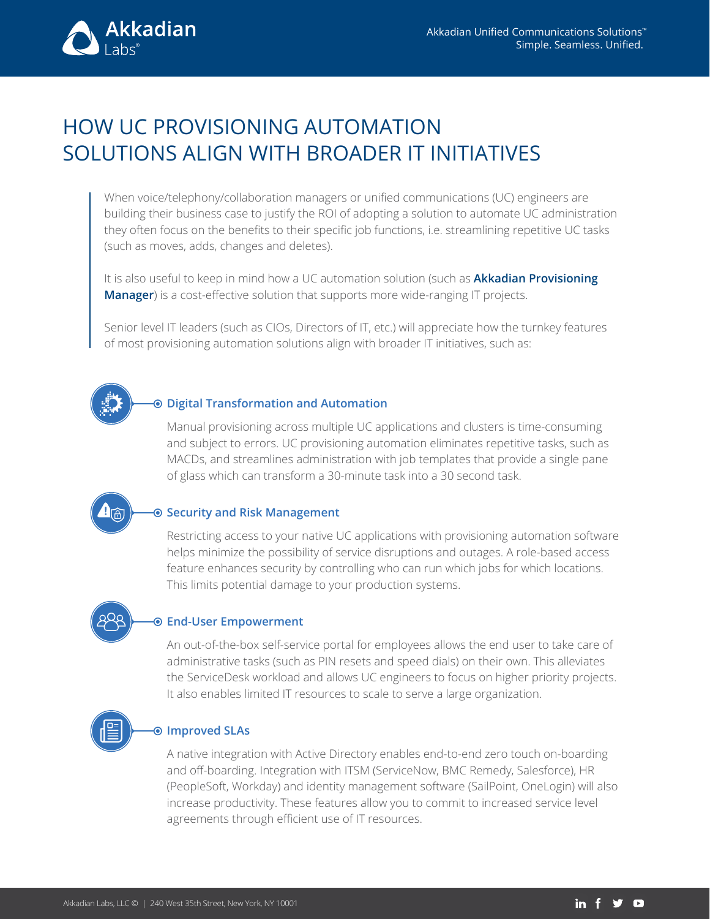# HOW UC PROVISIONING AUTOMATION SOLUTIONS ALIGN WITH BROADER IT INITIATIVES

When voice/telephony/collaboration managers or unified communications (UC) engineers are building their business case to justify the ROI of adopting a solution to automate UC administration they often focus on the benefits to their specific job functions, i.e. streamlining repetitive UC tasks (such as moves, adds, changes and deletes).

It is also useful to keep in mind how a UC automation solution (such as **Akkadian Provisioning Manager**) is a cost-effective solution that supports more wide-ranging IT projects.

Senior level IT leaders (such as CIOs, Directors of IT, etc.) will appreciate how the turnkey features of most provisioning automation solutions align with broader IT initiatives, such as:

### Digital Transformation and Automation

Manual provisioning across multiple UC applications and clusters is time-consuming and subject to errors. UC provisioning automation eliminates repetitive tasks, such as MACDs, and streamlines administration with job templates that provide a single pane of glass which can transform a 30-minute task into a 30 second task.

### Security and Risk Management

Restricting access to your native UC applications with provisioning automation software helps minimize the possibility of service disruptions and outages. A role-based access feature enhances security by controlling who can run which jobs for which locations. This limits potential damage to your production systems.

### End-User Empowerment

An out-of-the-box self-service portal for employees allows the end user to take care of administrative tasks (such as PIN resets and speed dials) on their own. This alleviates the ServiceDesk workload and allows UC engineers to focus on higher priority projects. It also enables limited IT resources to scale to serve a large organization.

### Improved SLAs

A native integration with Active Directory enables end-to-end zero touch on-boarding and off-boarding. Integration with ITSM (ServiceNow, BMC Remedy, Salesforce), HR (PeopleSoft, Workday) and identity management software (SailPoint, OneLogin) will also increase productivity. These features allow you to commit to increased service level agreements through efficient use of IT resources.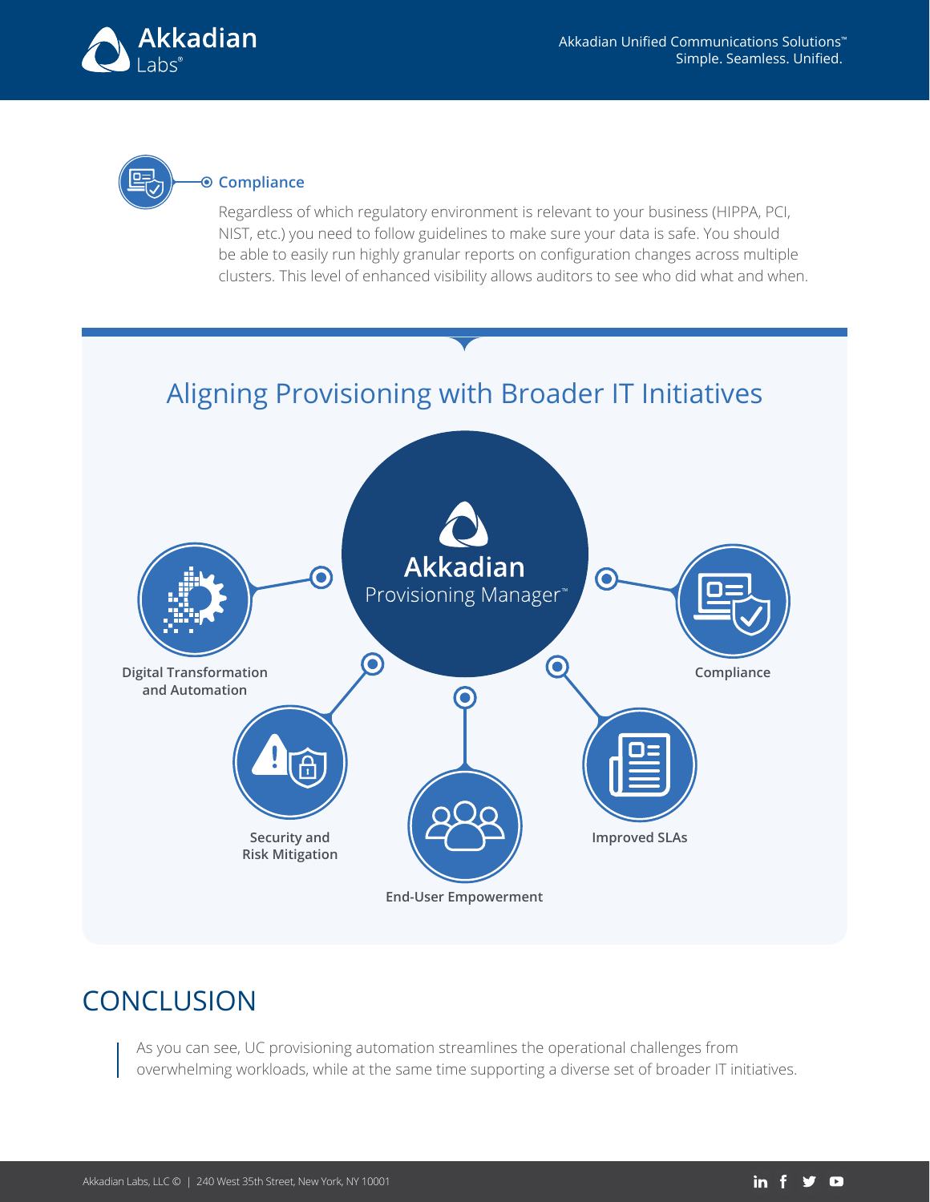### Compliance

Regardless of which regulatory environment is relevant to your business (HIPPA, PCI, NIST, etc.) you need to follow guidelines to make sure your data is safe. You should be able to easily run highly granular reports on configuration changes across multiple clusters. This level of enhanced visibility allows auditors to see who did what and when.

## Aligning Provisioning with Broader IT Initiatives

**Akkadian Provisioning Manager™**

- Digital Transformation and Automation
- Security and Risk Mitigation
- End-User Empowerment
- Improved SLAs
- Compliance

## CONCLUSION

As you can see, UC provisioning automation streamlines the operational challenges from overwhelming workloads, while at the same time supporting a diverse set of broader IT initiatives.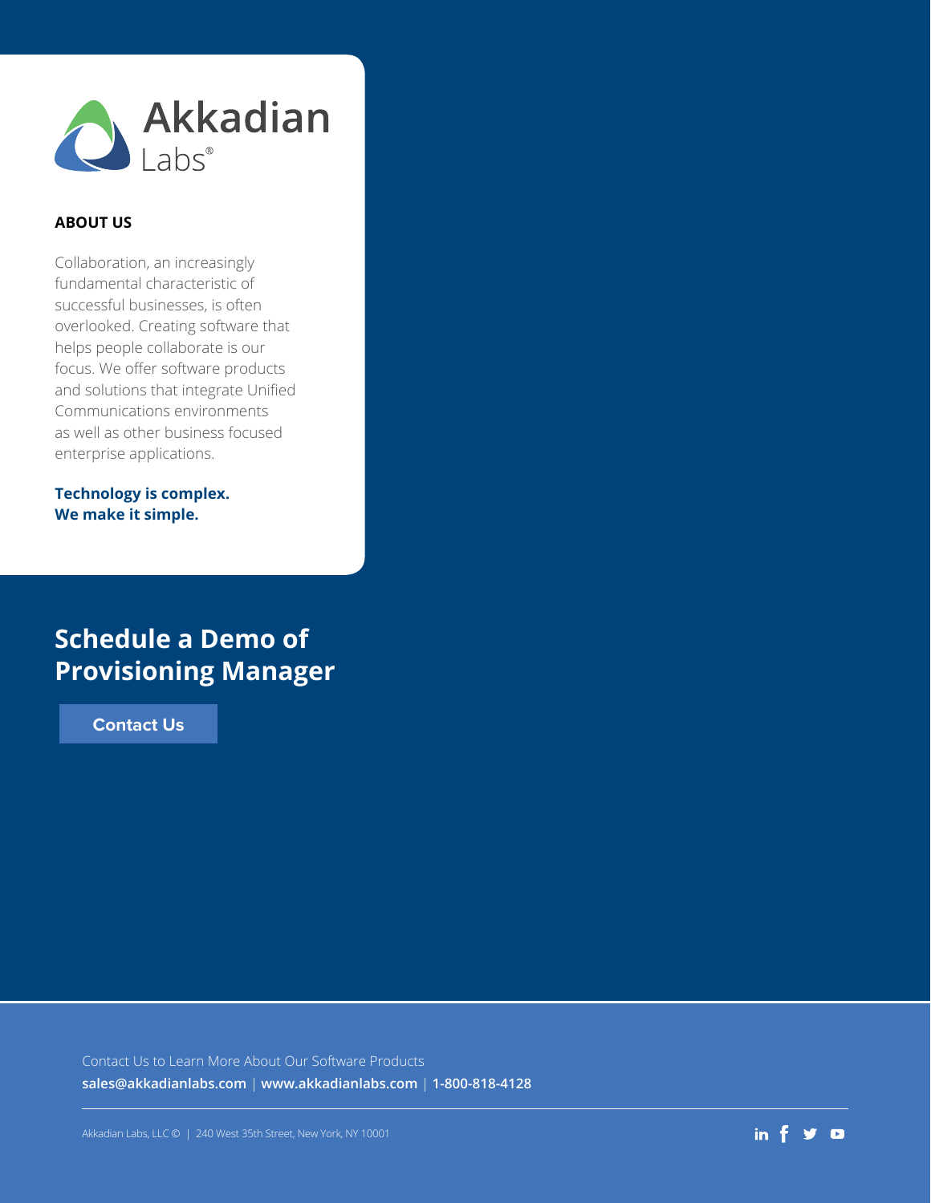Akkadian Labs®

## ABOUT US

Collaboration, an increasingly fundamental characteristic of successful businesses, is often overlooked. Creating software that helps people collaborate is our focus. We offer software products and solutions that integrate Unified Communications environments as well as other business focused enterprise applications.

**Technology is complex.**
**We make it simple.**

# Schedule a Demo of Provisioning Manager

**Contact Us**

Contact Us to Learn More About Our Software Products

**sales@akkadianlabs.com** | **www.akkadianlabs.com** | **1-800-818-4128**

Akkadian Labs, LLC © | 240 West 35th Street, New York, NY 10001